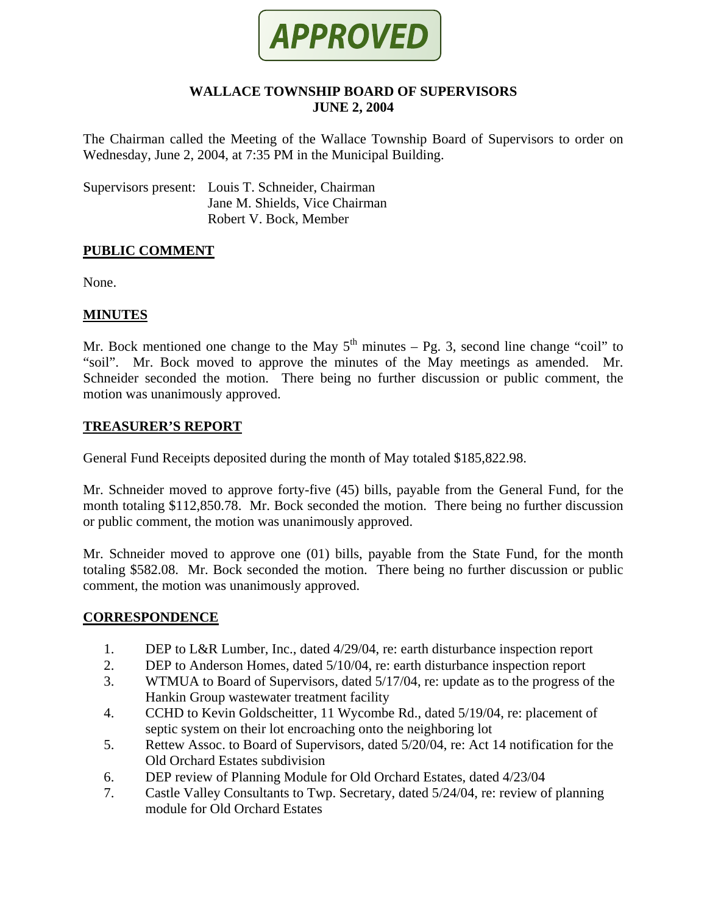**APPROVED**

# WALLACE TOWNSHIP BOARD OF SUPERVISORS
## JUNE 2, 2004

The Chairman called the Meeting of the Wallace Township Board of Supervisors to order on Wednesday, June 2, 2004, at 7:35 PM in the Municipal Building.

Supervisors present: Louis T. Schneider, Chairman
Jane M. Shields, Vice Chairman
Robert V. Bock, Member

## PUBLIC COMMENT

None.

## MINUTES

Mr. Bock mentioned one change to the May 5th minutes – Pg. 3, second line change "coil" to "soil". Mr. Bock moved to approve the minutes of the May meetings as amended. Mr. Schneider seconded the motion. There being no further discussion or public comment, the motion was unanimously approved.

## TREASURER'S REPORT

General Fund Receipts deposited during the month of May totaled $185,822.98.

Mr. Schneider moved to approve forty-five (45) bills, payable from the General Fund, for the month totaling $112,850.78. Mr. Bock seconded the motion. There being no further discussion or public comment, the motion was unanimously approved.

Mr. Schneider moved to approve one (01) bills, payable from the State Fund, for the month totaling $582.08. Mr. Bock seconded the motion. There being no further discussion or public comment, the motion was unanimously approved.

## CORRESPONDENCE

1. DEP to L&R Lumber, Inc., dated 4/29/04, re: earth disturbance inspection report
2. DEP to Anderson Homes, dated 5/10/04, re: earth disturbance inspection report
3. WTMUA to Board of Supervisors, dated 5/17/04, re: update as to the progress of the Hankin Group wastewater treatment facility
4. CCHD to Kevin Goldscheitter, 11 Wycombe Rd., dated 5/19/04, re: placement of septic system on their lot encroaching onto the neighboring lot
5. Rettew Assoc. to Board of Supervisors, dated 5/20/04, re: Act 14 notification for the Old Orchard Estates subdivision
6. DEP review of Planning Module for Old Orchard Estates, dated 4/23/04
7. Castle Valley Consultants to Twp. Secretary, dated 5/24/04, re: review of planning module for Old Orchard Estates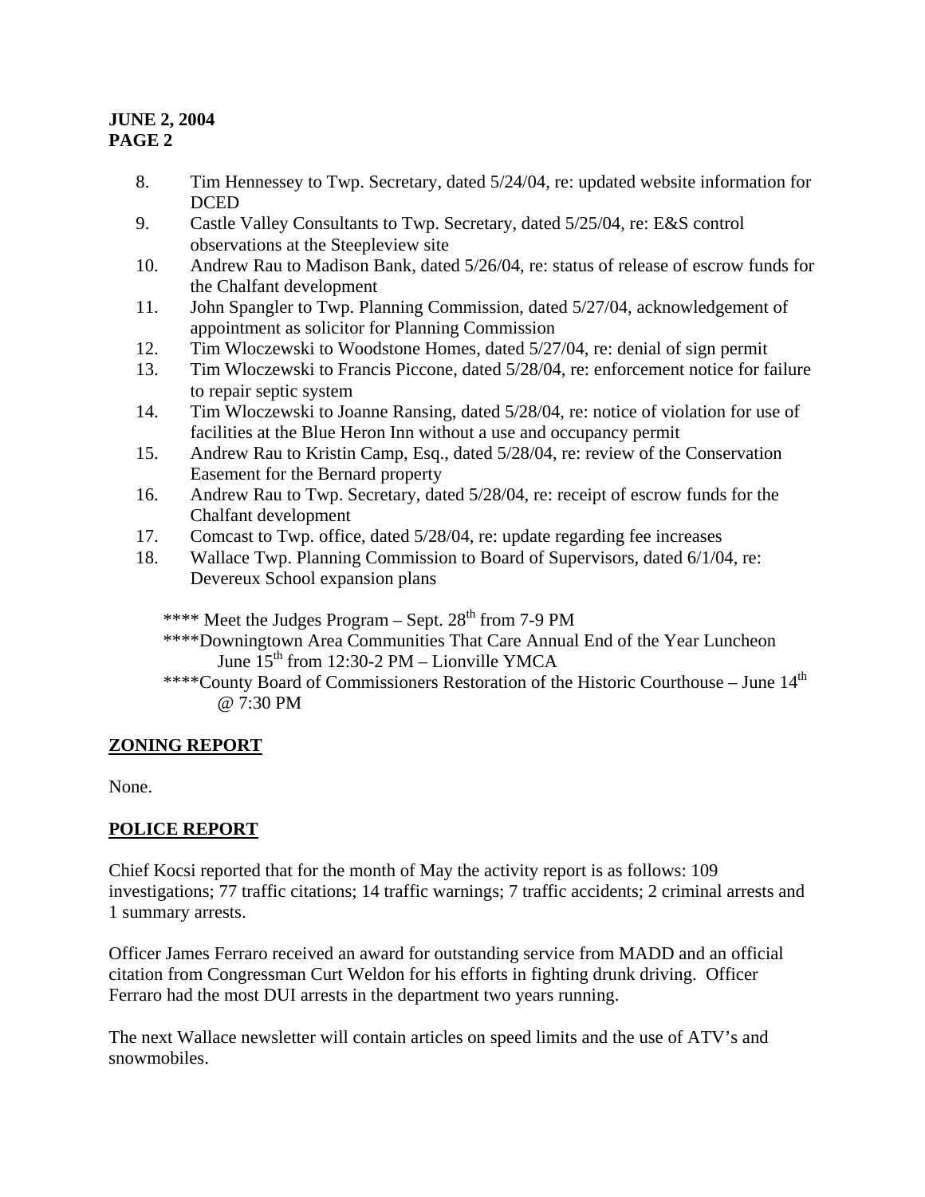**JUNE 2, 2004**
**PAGE 2**

8. Tim Hennessey to Twp. Secretary, dated 5/24/04, re: updated website information for DCED
9. Castle Valley Consultants to Twp. Secretary, dated 5/25/04, re: E&S control observations at the Steepleview site
10. Andrew Rau to Madison Bank, dated 5/26/04, re: status of release of escrow funds for the Chalfant development
11. John Spangler to Twp. Planning Commission, dated 5/27/04, acknowledgement of appointment as solicitor for Planning Commission
12. Tim Wloczewski to Woodstone Homes, dated 5/27/04, re: denial of sign permit
13. Tim Wloczewski to Francis Piccone, dated 5/28/04, re: enforcement notice for failure to repair septic system
14. Tim Wloczewski to Joanne Ransing, dated 5/28/04, re: notice of violation for use of facilities at the Blue Heron Inn without a use and occupancy permit
15. Andrew Rau to Kristin Camp, Esq., dated 5/28/04, re: review of the Conservation Easement for the Bernard property
16. Andrew Rau to Twp. Secretary, dated 5/28/04, re: receipt of escrow funds for the Chalfant development
17. Comcast to Twp. office, dated 5/28/04, re: update regarding fee increases
18. Wallace Twp. Planning Commission to Board of Supervisors, dated 6/1/04, re: Devereux School expansion plans

**** Meet the Judges Program – Sept. 28th from 7-9 PM
****Downingtown Area Communities That Care Annual End of the Year Luncheon June 15th from 12:30-2 PM – Lionville YMCA
****County Board of Commissioners Restoration of the Historic Courthouse – June 14th @ 7:30 PM

## ZONING REPORT

None.

## POLICE REPORT

Chief Kocsi reported that for the month of May the activity report is as follows: 109 investigations; 77 traffic citations; 14 traffic warnings; 7 traffic accidents; 2 criminal arrests and 1 summary arrests.

Officer James Ferraro received an award for outstanding service from MADD and an official citation from Congressman Curt Weldon for his efforts in fighting drunk driving. Officer Ferraro had the most DUI arrests in the department two years running.

The next Wallace newsletter will contain articles on speed limits and the use of ATV's and snowmobiles.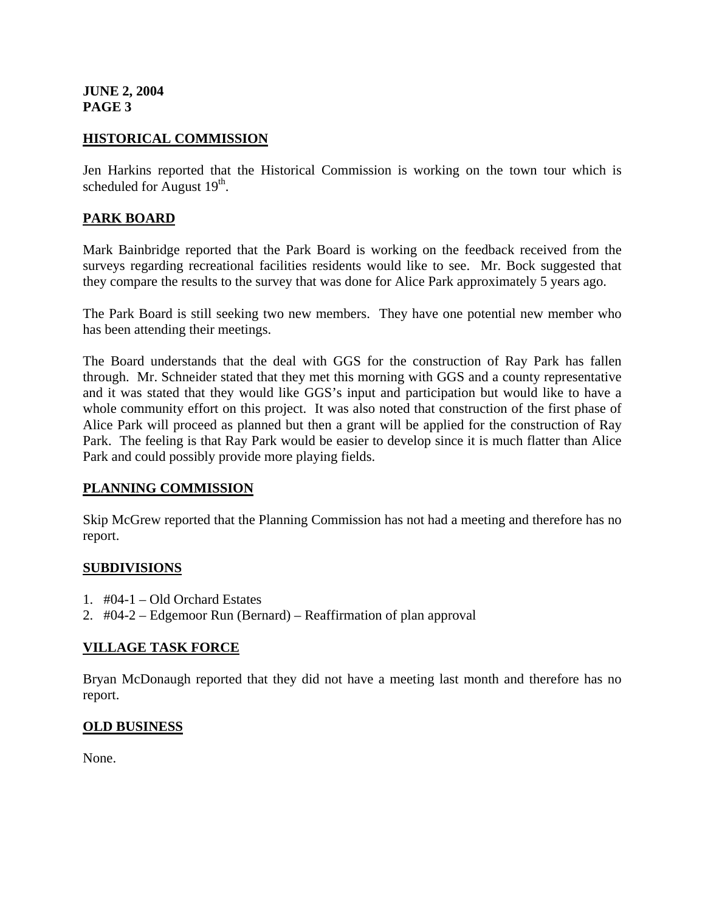## HISTORICAL COMMISSION

Jen Harkins reported that the Historical Commission is working on the town tour which is scheduled for August 19th.

## PARK BOARD

Mark Bainbridge reported that the Park Board is working on the feedback received from the surveys regarding recreational facilities residents would like to see. Mr. Bock suggested that they compare the results to the survey that was done for Alice Park approximately 5 years ago.

The Park Board is still seeking two new members. They have one potential new member who has been attending their meetings.

The Board understands that the deal with GGS for the construction of Ray Park has fallen through. Mr. Schneider stated that they met this morning with GGS and a county representative and it was stated that they would like GGS's input and participation but would like to have a whole community effort on this project. It was also noted that construction of the first phase of Alice Park will proceed as planned but then a grant will be applied for the construction of Ray Park. The feeling is that Ray Park would be easier to develop since it is much flatter than Alice Park and could possibly provide more playing fields.

## PLANNING COMMISSION

Skip McGrew reported that the Planning Commission has not had a meeting and therefore has no report.

## SUBDIVISIONS

1. #04-1 – Old Orchard Estates
2. #04-2 – Edgemoor Run (Bernard) – Reaffirmation of plan approval

## VILLAGE TASK FORCE

Bryan McDonaugh reported that they did not have a meeting last month and therefore has no report.

## OLD BUSINESS

None.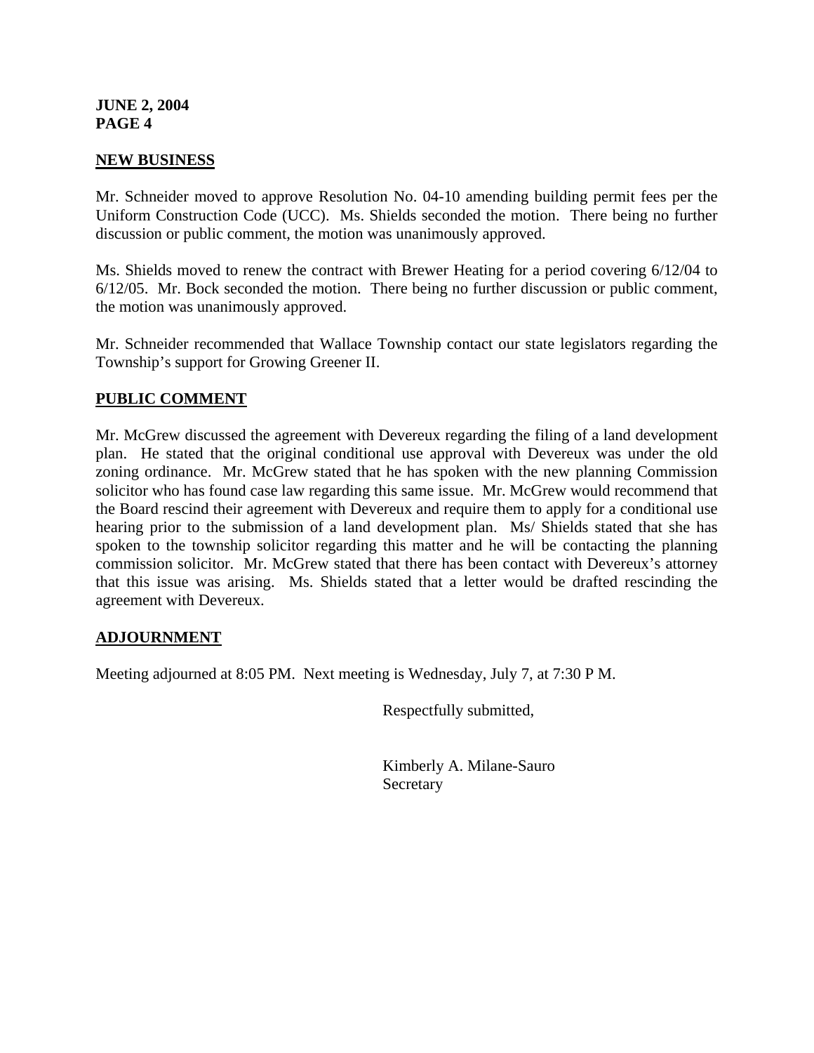## NEW BUSINESS

Mr. Schneider moved to approve Resolution No. 04-10 amending building permit fees per the Uniform Construction Code (UCC). Ms. Shields seconded the motion. There being no further discussion or public comment, the motion was unanimously approved.

Ms. Shields moved to renew the contract with Brewer Heating for a period covering 6/12/04 to 6/12/05. Mr. Bock seconded the motion. There being no further discussion or public comment, the motion was unanimously approved.

Mr. Schneider recommended that Wallace Township contact our state legislators regarding the Township's support for Growing Greener II.

## PUBLIC COMMENT

Mr. McGrew discussed the agreement with Devereux regarding the filing of a land development plan. He stated that the original conditional use approval with Devereux was under the old zoning ordinance. Mr. McGrew stated that he has spoken with the new planning Commission solicitor who has found case law regarding this same issue. Mr. McGrew would recommend that the Board rescind their agreement with Devereux and require them to apply for a conditional use hearing prior to the submission of a land development plan. Ms/ Shields stated that she has spoken to the township solicitor regarding this matter and he will be contacting the planning commission solicitor. Mr. McGrew stated that there has been contact with Devereux's attorney that this issue was arising. Ms. Shields stated that a letter would be drafted rescinding the agreement with Devereux.

## ADJOURNMENT

Meeting adjourned at 8:05 PM. Next meeting is Wednesday, July 7, at 7:30 P M.

Respectfully submitted,

Kimberly A. Milane-Sauro
Secretary